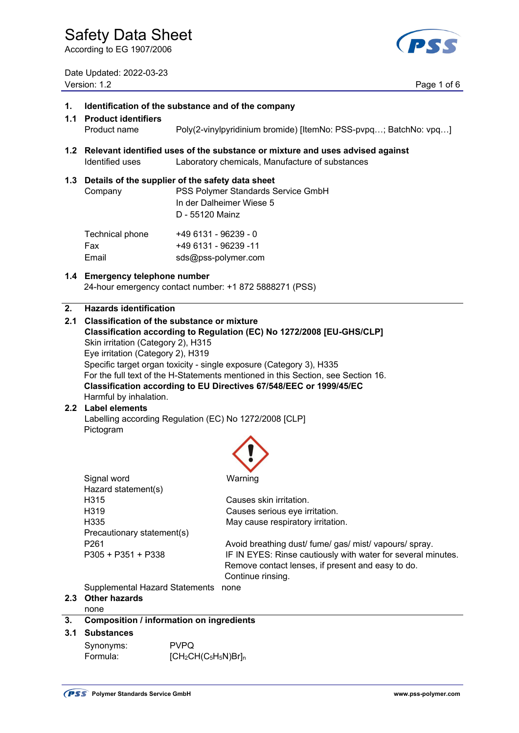# Safety Data Sheet

According to EG 1907/2006

Date Updated: 2022-03-23
Version: 1.2

## 1. Identification of the substance and of the company

### 1.1 Product identifiers

Product name: Poly(2-vinylpyridinium bromide) [ItemNo: PSS-pvpq…; BatchNo: vpq…]

### 1.2 Relevant identified uses of the substance or mixture and uses advised against

Identified uses: Laboratory chemicals, Manufacture of substances

### 1.3 Details of the supplier of the safety data sheet

Company: PSS Polymer Standards Service GmbH
In der Dalheimer Wiese 5
D - 55120 Mainz

Technical phone: +49 6131 - 96239 - 0
Fax: +49 6131 - 96239 -11
Email: sds@pss-polymer.com

### 1.4 Emergency telephone number

24-hour emergency contact number: +1 872 5888271 (PSS)

## 2. Hazards identification

### 2.1 Classification of the substance or mixture

**Classification according to Regulation (EC) No 1272/2008 [EU-GHS/CLP]**

Skin irritation (Category 2), H315
Eye irritation (Category 2), H319
Specific target organ toxicity - single exposure (Category 3), H335
For the full text of the H-Statements mentioned in this Section, see Section 16.

**Classification according to EU Directives 67/548/EEC or 1999/45/EC**

Harmful by inhalation.

### 2.2 Label elements

Labelling according Regulation (EC) No 1272/2008 [CLP]
Pictogram

Signal word: Warning

Hazard statement(s)

| | |
|---|---|
| H315 | Causes skin irritation. |
| H319 | Causes serious eye irritation. |
| H335 | May cause respiratory irritation. |

Precautionary statement(s)

| | |
|---|---|
| P261 | Avoid breathing dust/ fume/ gas/ mist/ vapours/ spray. |
| P305 + P351 + P338 | IF IN EYES: Rinse cautiously with water for several minutes. Remove contact lenses, if present and easy to do. Continue rinsing. |

Supplemental Hazard Statements: none

### 2.3 Other hazards

none

## 3. Composition / information on ingredients

### 3.1 Substances

Synonyms: PVPQ
Formula: $[CH_2CH(C_5H_5N)Br]_n$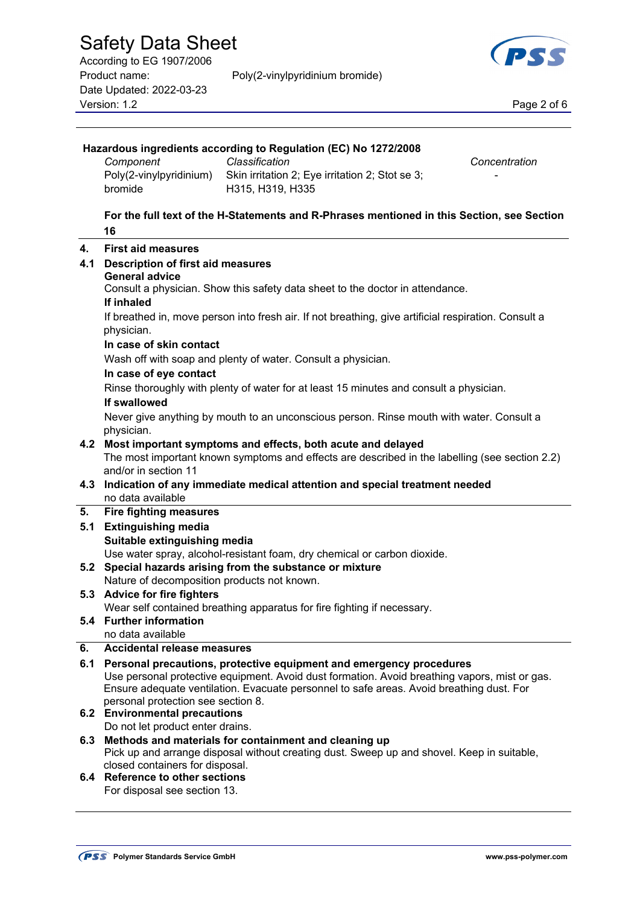**Hazardous ingredients according to Regulation (EC) No 1272/2008**

| *Component* | *Classification* | *Concentration* |
|---|---|---|
| Poly(2-vinylpyridinium) bromide | Skin irritation 2; Eye irritation 2; Stot se 3; H315, H319, H335 | - |

**For the full text of the H-Statements and R-Phrases mentioned in this Section, see Section 16**

## 4. First aid measures

### 4.1 Description of first aid measures

**General advice**

Consult a physician. Show this safety data sheet to the doctor in attendance.

**If inhaled**

If breathed in, move person into fresh air. If not breathing, give artificial respiration. Consult a physician.

**In case of skin contact**

Wash off with soap and plenty of water. Consult a physician.

**In case of eye contact**

Rinse thoroughly with plenty of water for at least 15 minutes and consult a physician.

**If swallowed**

Never give anything by mouth to an unconscious person. Rinse mouth with water. Consult a physician.

### 4.2 Most important symptoms and effects, both acute and delayed

The most important known symptoms and effects are described in the labelling (see section 2.2) and/or in section 11

### 4.3 Indication of any immediate medical attention and special treatment needed

no data available

## 5. Fire fighting measures

### 5.1 Extinguishing media

**Suitable extinguishing media**

Use water spray, alcohol-resistant foam, dry chemical or carbon dioxide.

### 5.2 Special hazards arising from the substance or mixture

Nature of decomposition products not known.

### 5.3 Advice for fire fighters

Wear self contained breathing apparatus for fire fighting if necessary.

### 5.4 Further information

no data available

## 6. Accidental release measures

### 6.1 Personal precautions, protective equipment and emergency procedures

Use personal protective equipment. Avoid dust formation. Avoid breathing vapors, mist or gas. Ensure adequate ventilation. Evacuate personnel to safe areas. Avoid breathing dust. For personal protection see section 8.

### 6.2 Environmental precautions

Do not let product enter drains.

### 6.3 Methods and materials for containment and cleaning up

Pick up and arrange disposal without creating dust. Sweep up and shovel. Keep in suitable, closed containers for disposal.

### 6.4 Reference to other sections

For disposal see section 13.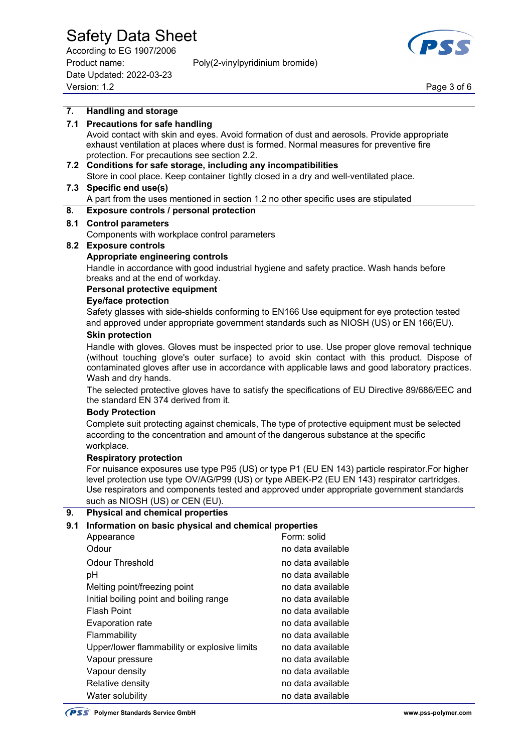## 7. Handling and storage

### 7.1 Precautions for safe handling

Avoid contact with skin and eyes. Avoid formation of dust and aerosols. Provide appropriate exhaust ventilation at places where dust is formed. Normal measures for preventive fire protection. For precautions see section 2.2.

### 7.2 Conditions for safe storage, including any incompatibilities

Store in cool place. Keep container tightly closed in a dry and well-ventilated place.

### 7.3 Specific end use(s)

A part from the uses mentioned in section 1.2 no other specific uses are stipulated

## 8. Exposure controls / personal protection

### 8.1 Control parameters

Components with workplace control parameters

### 8.2 Exposure controls

**Appropriate engineering controls**

Handle in accordance with good industrial hygiene and safety practice. Wash hands before breaks and at the end of workday.

**Personal protective equipment**

**Eye/face protection**

Safety glasses with side-shields conforming to EN166 Use equipment for eye protection tested and approved under appropriate government standards such as NIOSH (US) or EN 166(EU).

**Skin protection**

Handle with gloves. Gloves must be inspected prior to use. Use proper glove removal technique (without touching glove's outer surface) to avoid skin contact with this product. Dispose of contaminated gloves after use in accordance with applicable laws and good laboratory practices. Wash and dry hands.

The selected protective gloves have to satisfy the specifications of EU Directive 89/686/EEC and the standard EN 374 derived from it.

**Body Protection**

Complete suit protecting against chemicals, The type of protective equipment must be selected according to the concentration and amount of the dangerous substance at the specific workplace.

**Respiratory protection**

For nuisance exposures use type P95 (US) or type P1 (EU EN 143) particle respirator.For higher level protection use type OV/AG/P99 (US) or type ABEK-P2 (EU EN 143) respirator cartridges. Use respirators and components tested and approved under appropriate government standards such as NIOSH (US) or CEN (EU).

## 9. Physical and chemical properties

### 9.1 Information on basic physical and chemical properties

| Property | Value |
|---|---|
| Appearance | Form: solid |
| Odour | no data available |
| Odour Threshold | no data available |
| pH | no data available |
| Melting point/freezing point | no data available |
| Initial boiling point and boiling range | no data available |
| Flash Point | no data available |
| Evaporation rate | no data available |
| Flammability | no data available |
| Upper/lower flammability or explosive limits | no data available |
| Vapour pressure | no data available |
| Vapour density | no data available |
| Relative density | no data available |
| Water solubility | no data available |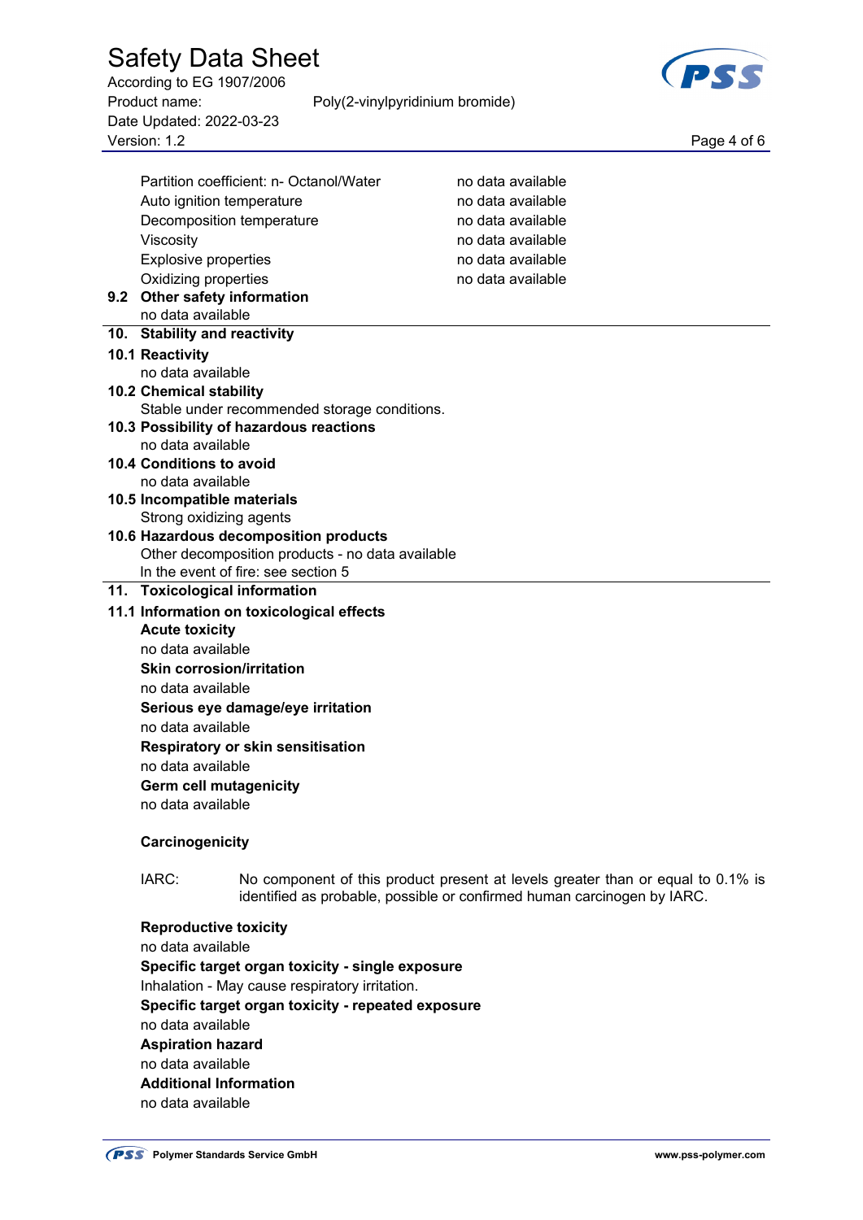| | |
|---|---|
| Partition coefficient: n- Octanol/Water | no data available |
| Auto ignition temperature | no data available |
| Decomposition temperature | no data available |
| Viscosity | no data available |
| Explosive properties | no data available |
| Oxidizing properties | no data available |

### 9.2 Other safety information

no data available

## 10. Stability and reactivity

### 10.1 Reactivity

no data available

### 10.2 Chemical stability

Stable under recommended storage conditions.

### 10.3 Possibility of hazardous reactions

no data available

### 10.4 Conditions to avoid

no data available

### 10.5 Incompatible materials

Strong oxidizing agents

### 10.6 Hazardous decomposition products

Other decomposition products - no data available

In the event of fire: see section 5

## 11. Toxicological information

### 11.1 Information on toxicological effects

**Acute toxicity**

no data available

**Skin corrosion/irritation**

no data available

**Serious eye damage/eye irritation**

no data available

**Respiratory or skin sensitisation**

no data available

**Germ cell mutagenicity**

no data available

**Carcinogenicity**

IARC: No component of this product present at levels greater than or equal to 0.1% is identified as probable, possible or confirmed human carcinogen by IARC.

**Reproductive toxicity**

no data available

**Specific target organ toxicity - single exposure**

Inhalation - May cause respiratory irritation.

**Specific target organ toxicity - repeated exposure**

no data available

**Aspiration hazard**

no data available

**Additional Information**

no data available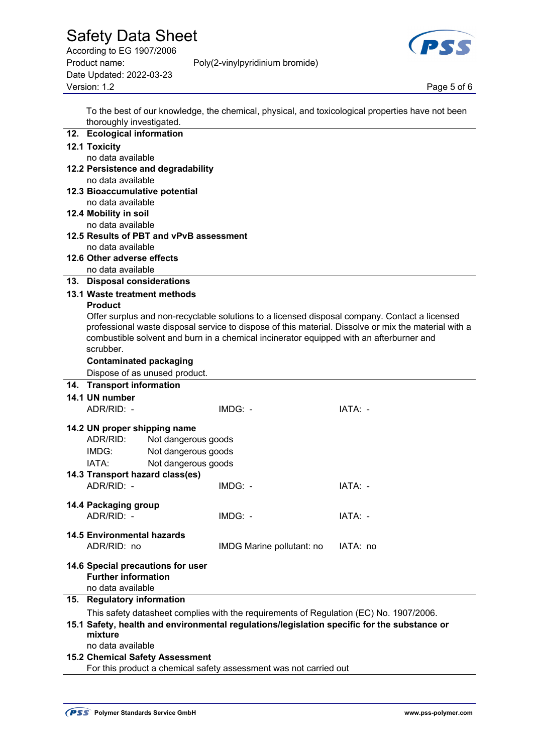To the best of our knowledge, the chemical, physical, and toxicological properties have not been thoroughly investigated.

## 12. Ecological information

### 12.1 Toxicity

no data available

### 12.2 Persistence and degradability

no data available

### 12.3 Bioaccumulative potential

no data available

### 12.4 Mobility in soil

no data available

### 12.5 Results of PBT and vPvB assessment

no data available

### 12.6 Other adverse effects

no data available

## 13. Disposal considerations

### 13.1 Waste treatment methods

**Product**

Offer surplus and non-recyclable solutions to a licensed disposal company. Contact a licensed professional waste disposal service to dispose of this material. Dissolve or mix the material with a combustible solvent and burn in a chemical incinerator equipped with an afterburner and scrubber.

**Contaminated packaging**

Dispose of as unused product.

## 14. Transport information

### 14.1 UN number

| ADR/RID: - | IMDG: - | IATA: - |
|---|---|---|

### 14.2 UN proper shipping name

| | |
|---|---|
| ADR/RID: | Not dangerous goods |
| IMDG: | Not dangerous goods |
| IATA: | Not dangerous goods |

### 14.3 Transport hazard class(es)

| ADR/RID: - | IMDG: - | IATA: - |
|---|---|---|

### 14.4 Packaging group

| ADR/RID: - | IMDG: - | IATA: - |
|---|---|---|

### 14.5 Environmental hazards

| ADR/RID: no | IMDG Marine pollutant: no | IATA: no |
|---|---|---|

### 14.6 Special precautions for user

**Further information**

no data available

## 15. Regulatory information

This safety datasheet complies with the requirements of Regulation (EC) No. 1907/2006.

### 15.1 Safety, health and environmental regulations/legislation specific for the substance or mixture

no data available

### 15.2 Chemical Safety Assessment

For this product a chemical safety assessment was not carried out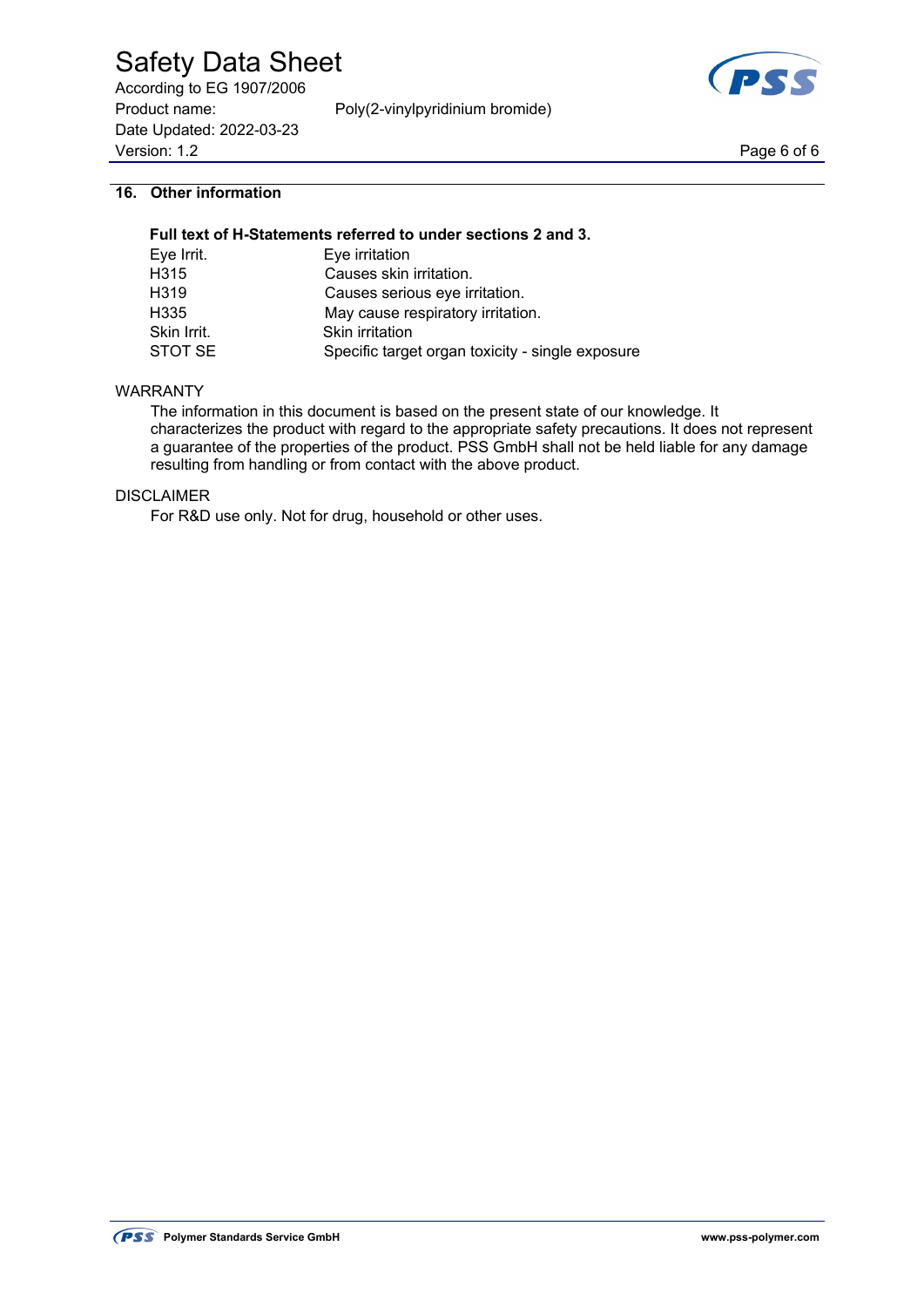## 16. Other information

**Full text of H-Statements referred to under sections 2 and 3.**

| | |
|---|---|
| Eye Irrit. | Eye irritation |
| H315 | Causes skin irritation. |
| H319 | Causes serious eye irritation. |
| H335 | May cause respiratory irritation. |
| Skin Irrit. | Skin irritation |
| STOT SE | Specific target organ toxicity - single exposure |

WARRANTY

The information in this document is based on the present state of our knowledge. It characterizes the product with regard to the appropriate safety precautions. It does not represent a guarantee of the properties of the product. PSS GmbH shall not be held liable for any damage resulting from handling or from contact with the above product.

DISCLAIMER

For R&D use only. Not for drug, household or other uses.